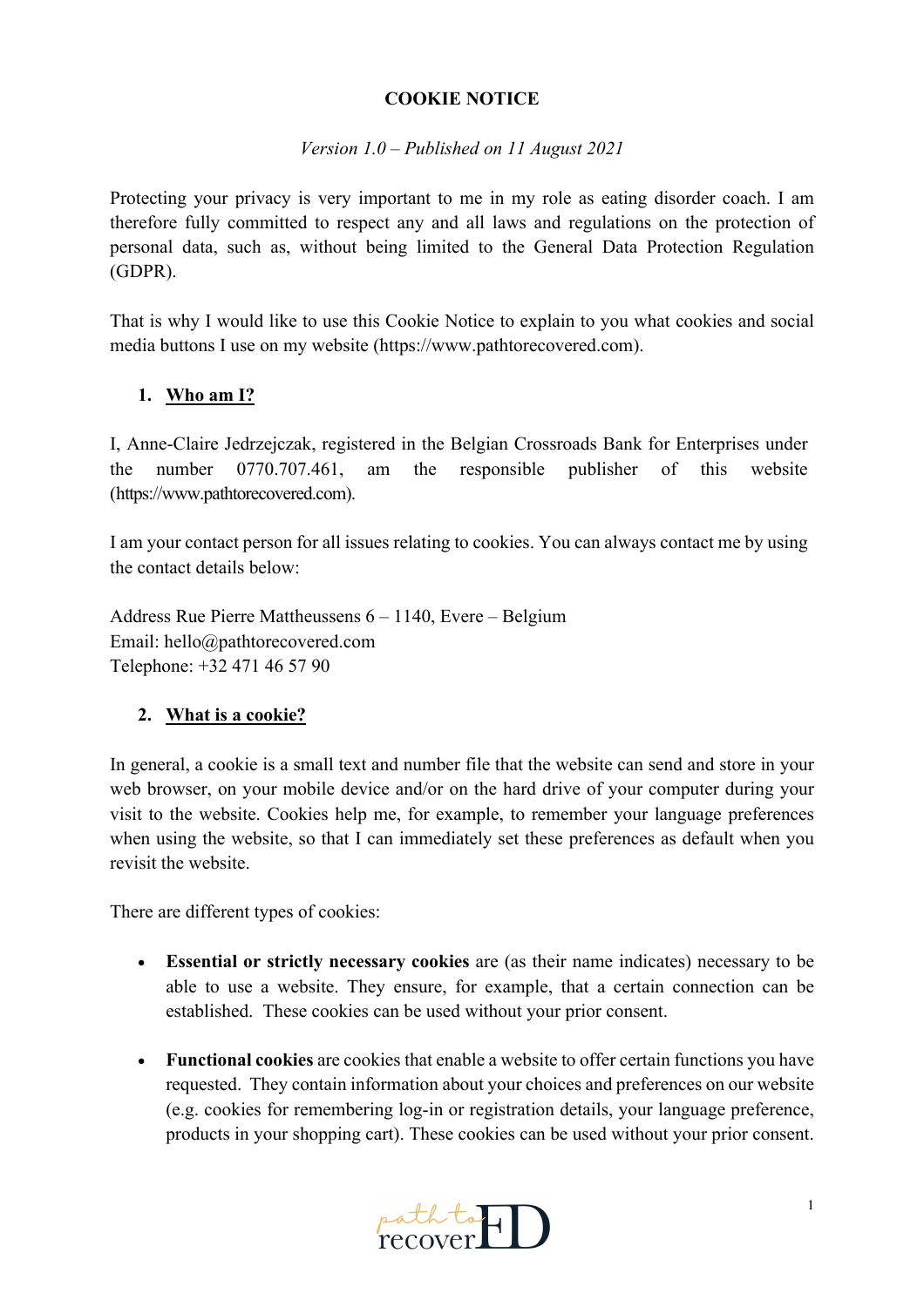# COOKIE NOTICE

*Version 1.0 – Published on 11 August 2021*

Protecting your privacy is very important to me in my role as eating disorder coach. I am therefore fully committed to respect any and all laws and regulations on the protection of personal data, such as, without being limited to the General Data Protection Regulation (GDPR).

That is why I would like to use this Cookie Notice to explain to you what cookies and social media buttons I use on my website (https://www.pathtorecovered.com).

## 1. Who am I?

I, Anne-Claire Jedrzejczak, registered in the Belgian Crossroads Bank for Enterprises under the number 0770.707.461, am the responsible publisher of this website (https://www.pathtorecovered.com).

I am your contact person for all issues relating to cookies. You can always contact me by using the contact details below:

Address Rue Pierre Mattheussens 6 – 1140, Evere – Belgium
Email: hello@pathtorecovered.com
Telephone: +32 471 46 57 90

## 2. What is a cookie?

In general, a cookie is a small text and number file that the website can send and store in your web browser, on your mobile device and/or on the hard drive of your computer during your visit to the website. Cookies help me, for example, to remember your language preferences when using the website, so that I can immediately set these preferences as default when you revisit the website.

There are different types of cookies:

- **Essential or strictly necessary cookies** are (as their name indicates) necessary to be able to use a website. They ensure, for example, that a certain connection can be established. These cookies can be used without your prior consent.
- **Functional cookies** are cookies that enable a website to offer certain functions you have requested. They contain information about your choices and preferences on our website (e.g. cookies for remembering log-in or registration details, your language preference, products in your shopping cart). These cookies can be used without your prior consent.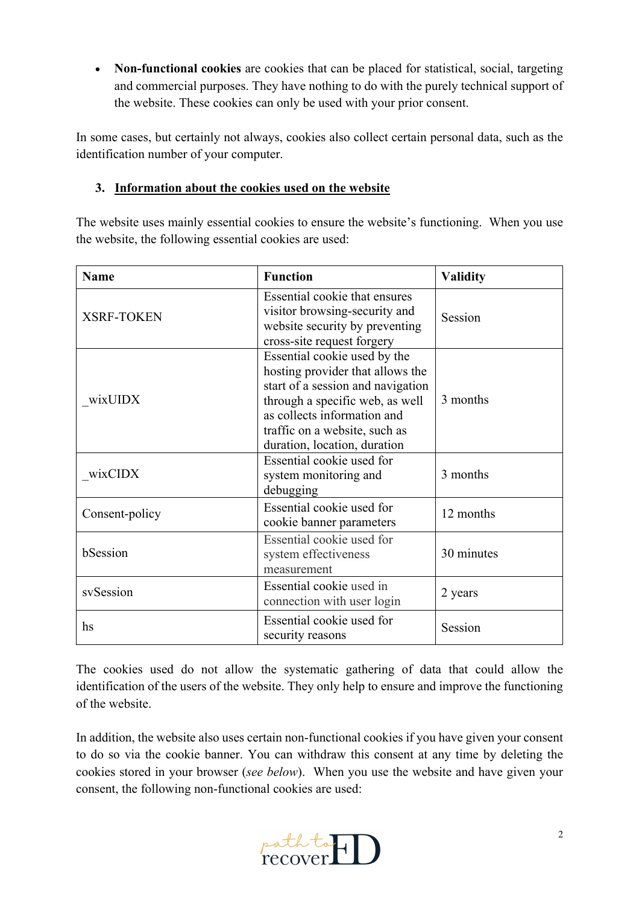- **Non-functional cookies** are cookies that can be placed for statistical, social, targeting and commercial purposes. They have nothing to do with the purely technical support of the website. These cookies can only be used with your prior consent.

In some cases, but certainly not always, cookies also collect certain personal data, such as the identification number of your computer.

## 3. Information about the cookies used on the website

The website uses mainly essential cookies to ensure the website's functioning. When you use the website, the following essential cookies are used:

| Name | Function | Validity |
|---|---|---|
| XSRF-TOKEN | Essential cookie that ensures visitor browsing-security and website security by preventing cross-site request forgery | Session |
| _wixUIDX | Essential cookie used by the hosting provider that allows the start of a session and navigation through a specific web, as well as collects information and traffic on a website, such as duration, location, duration | 3 months |
| _wixCIDX | Essential cookie used for system monitoring and debugging | 3 months |
| Consent-policy | Essential cookie used for cookie banner parameters | 12 months |
| bSession | Essential cookie used for system effectiveness measurement | 30 minutes |
| svSession | Essential cookie used in connection with user login | 2 years |
| hs | Essential cookie used for security reasons | Session |

The cookies used do not allow the systematic gathering of data that could allow the identification of the users of the website. They only help to ensure and improve the functioning of the website.

In addition, the website also uses certain non-functional cookies if you have given your consent to do so via the cookie banner. You can withdraw this consent at any time by deleting the cookies stored in your browser (*see below*). When you use the website and have given your consent, the following non-functional cookies are used: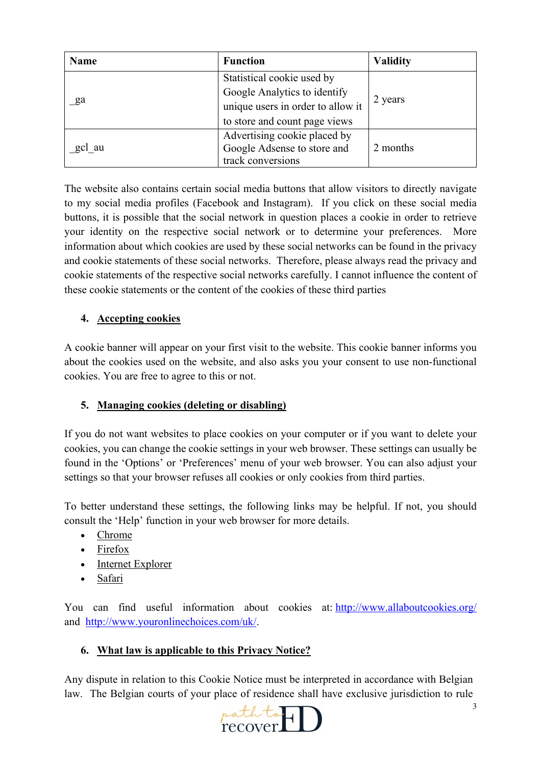| Name | Function | Validity |
|---|---|---|
| _ga | Statistical cookie used by Google Analytics to identify unique users in order to allow it to store and count page views | 2 years |
| _gcl_au | Advertising cookie placed by Google Adsense to store and track conversions | 2 months |

The website also contains certain social media buttons that allow visitors to directly navigate to my social media profiles (Facebook and Instagram). If you click on these social media buttons, it is possible that the social network in question places a cookie in order to retrieve your identity on the respective social network or to determine your preferences. More information about which cookies are used by these social networks can be found in the privacy and cookie statements of these social networks. Therefore, please always read the privacy and cookie statements of the respective social networks carefully. I cannot influence the content of these cookie statements or the content of the cookies of these third parties

## 4. Accepting cookies

A cookie banner will appear on your first visit to the website. This cookie banner informs you about the cookies used on the website, and also asks you your consent to use non-functional cookies. You are free to agree to this or not.

## 5. Managing cookies (deleting or disabling)

If you do not want websites to place cookies on your computer or if you want to delete your cookies, you can change the cookie settings in your web browser. These settings can usually be found in the 'Options' or 'Preferences' menu of your web browser. You can also adjust your settings so that your browser refuses all cookies or only cookies from third parties.

To better understand these settings, the following links may be helpful. If not, you should consult the 'Help' function in your web browser for more details.

- Chrome
- Firefox
- Internet Explorer
- Safari

You can find useful information about cookies at: http://www.allaboutcookies.org/ and http://www.youronlinechoices.com/uk/.

## 6. What law is applicable to this Privacy Notice?

Any dispute in relation to this Cookie Notice must be interpreted in accordance with Belgian law. The Belgian courts of your place of residence shall have exclusive jurisdiction to rule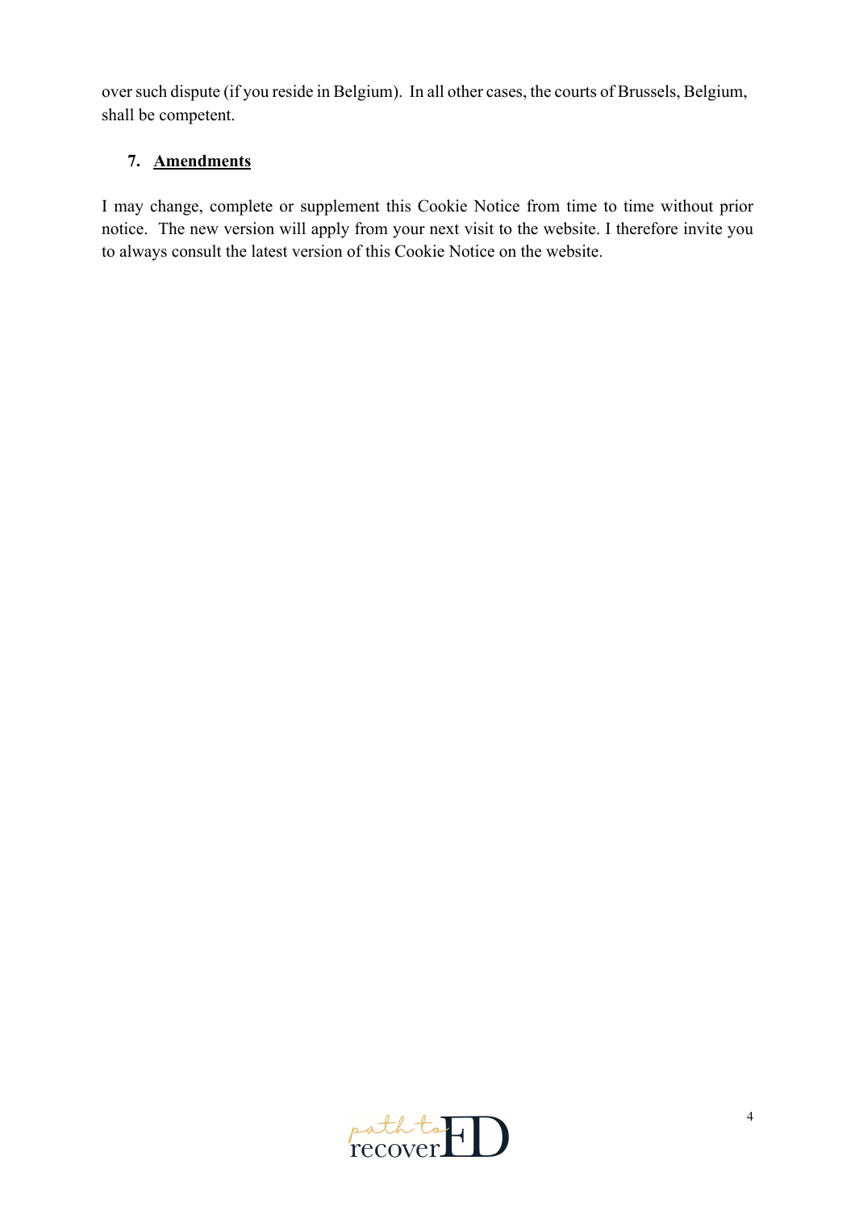over such dispute (if you reside in Belgium). In all other cases, the courts of Brussels, Belgium, shall be competent.

## 7. **Amendments**

I may change, complete or supplement this Cookie Notice from time to time without prior notice. The new version will apply from your next visit to the website. I therefore invite you to always consult the latest version of this Cookie Notice on the website.